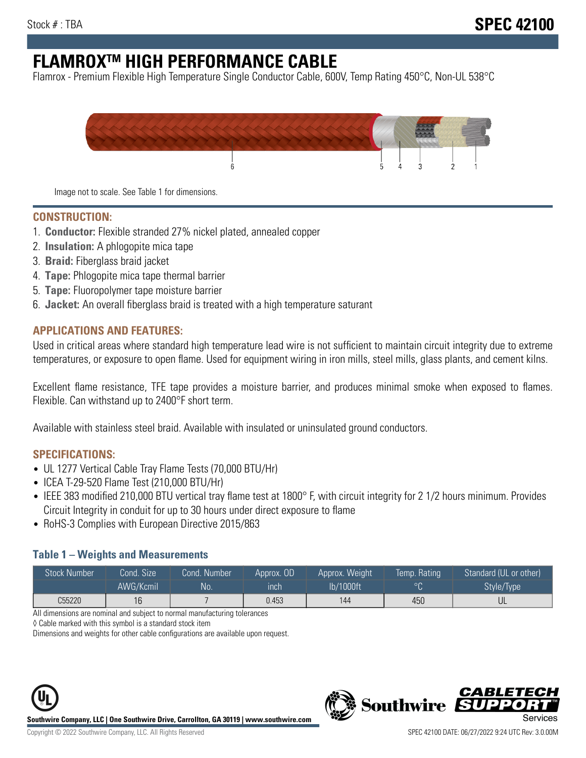Stock # : TBA

**SPEC 42100**

# FLAMROX™ HIGH PERFORMANCE CABLE

Flamrox - Premium Flexible High Temperature Single Conductor Cable, 600V, Temp Rating 450°C, Non-UL 538°C

Image not to scale. See Table 1 for dimensions.

## CONSTRUCTION:

1. **Conductor:** Flexible stranded 27% nickel plated, annealed copper
2. **Insulation:** A phlogopite mica tape
3. **Braid:** Fiberglass braid jacket
4. **Tape:** Phlogopite mica tape thermal barrier
5. **Tape:** Fluoropolymer tape moisture barrier
6. **Jacket:** An overall fiberglass braid is treated with a high temperature saturant

## APPLICATIONS AND FEATURES:

Used in critical areas where standard high temperature lead wire is not sufficient to maintain circuit integrity due to extreme temperatures, or exposure to open flame. Used for equipment wiring in iron mills, steel mills, glass plants, and cement kilns.

Excellent flame resistance, TFE tape provides a moisture barrier, and produces minimal smoke when exposed to flames. Flexible. Can withstand up to 2400°F short term.

Available with stainless steel braid. Available with insulated or uninsulated ground conductors.

## SPECIFICATIONS:

- UL 1277 Vertical Cable Tray Flame Tests (70,000 BTU/Hr)
- ICEA T-29-520 Flame Test (210,000 BTU/Hr)
- IEEE 383 modified 210,000 BTU vertical tray flame test at 1800° F, with circuit integrity for 2 1/2 hours minimum. Provides Circuit Integrity in conduit for up to 30 hours under direct exposure to flame
- RoHS-3 Complies with European Directive 2015/863

### Table 1 – Weights and Measurements

| Stock Number | Cond. Size | Cond. Number | Approx. OD | Approx. Weight | Temp. Rating | Standard (UL or other) |
|---|---|---|---|---|---|---|
| | AWG/Kcmil | No. | inch | lb/1000ft | °C | Style/Type |
| C55220 | 16 | 7 | 0.453 | 144 | 450 | UL |

All dimensions are nominal and subject to normal manufacturing tolerances

◊ Cable marked with this symbol is a standard stock item

Dimensions and weights for other cable configurations are available upon request.

**Southwire Company, LLC | One Southwire Drive, Carrollton, GA 30119 | www.southwire.com**

Copyright © 2022 Southwire Company, LLC. All Rights Reserved

SPEC 42100 DATE: 06/27/2022 9:24 UTC Rev: 3.0.00M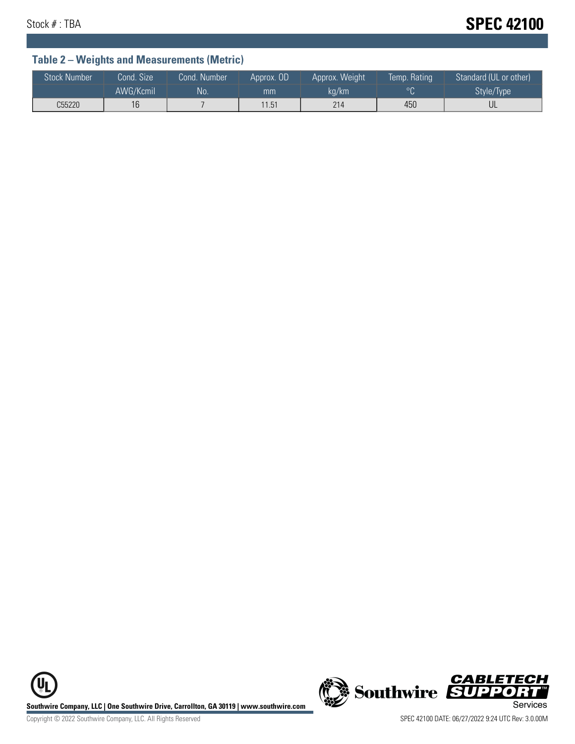### Table 2 – Weights and Measurements (Metric)

| Stock Number | Cond. Size | Cond. Number | Approx. OD | Approx. Weight | Temp. Rating | Standard (UL or other) |
|---|---|---|---|---|---|---|
| | AWG/Kcmil | No. | mm | kg/km | °C | Style/Type |
| C55220 | 16 | 7 | 11.51 | 214 | 450 | UL |

**Southwire Company, LLC | One Southwire Drive, Carrollton, GA 30119 | www.southwire.com**

Copyright © 2022 Southwire Company, LLC. All Rights Reserved

SPEC 42100 DATE: 06/27/2022 9:24 UTC Rev: 3.0.00M